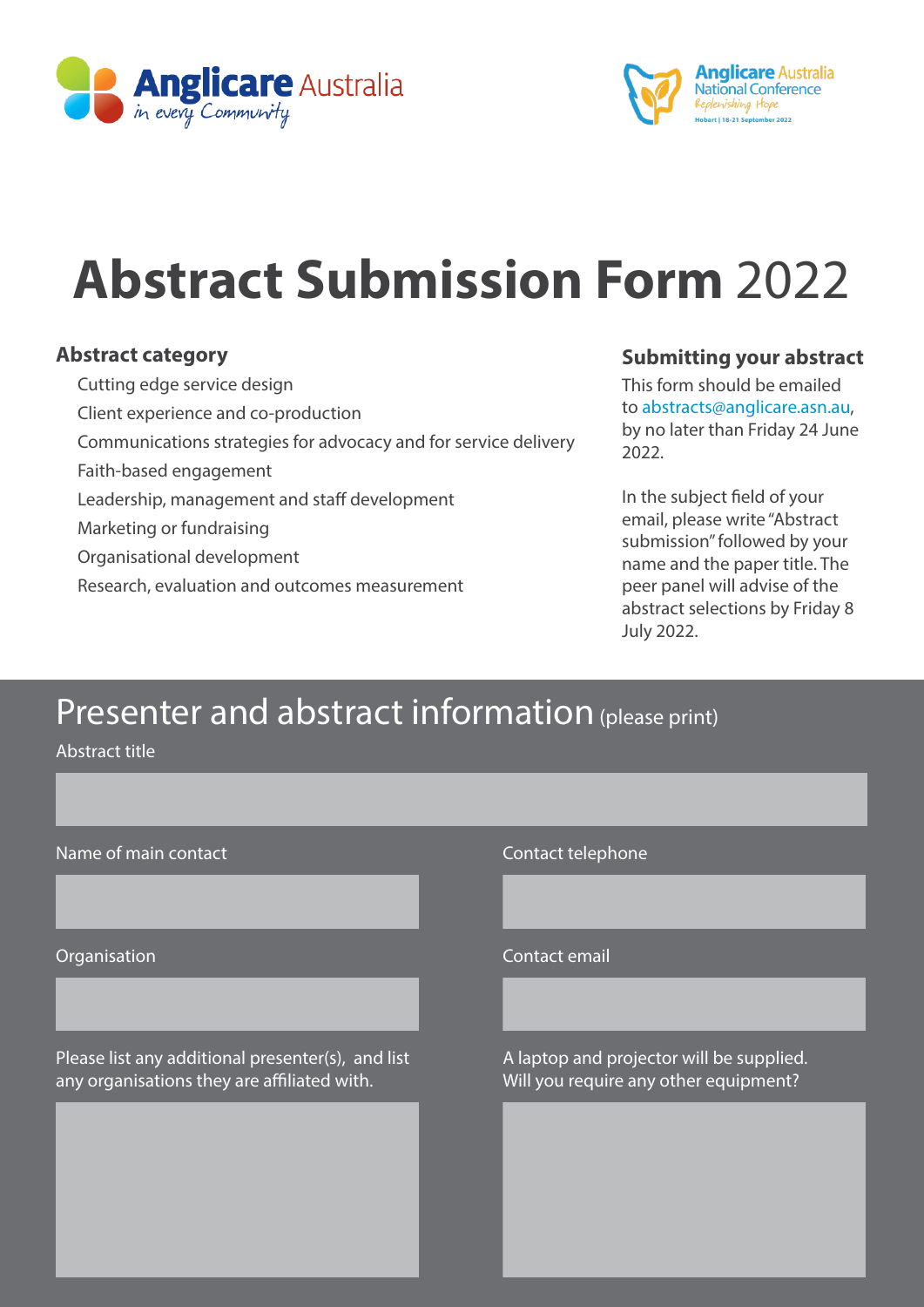Anglicare Australia
*in every Community*

Anglicare Australia National Conference
Replenishing Hope
Hobart | 18-21 September 2022

# Abstract Submission Form 2022

## Abstract category

- Cutting edge service design
- Client experience and co-production
- Communications strategies for advocacy and for service delivery
- Faith-based engagement
- Leadership, management and staff development
- Marketing or fundraising
- Organisational development
- Research, evaluation and outcomes measurement

## Submitting your abstract

This form should be emailed to abstracts@anglicare.asn.au, by no later than Friday 24 June 2022.

In the subject field of your email, please write "Abstract submission" followed by your name and the paper title. The peer panel will advise of the abstract selections by Friday 8 July 2022.

## Presenter and abstract information (please print)

Abstract title

Name of main contact

Contact telephone

Organisation

Contact email

Please list any additional presenter(s), and list any organisations they are affiliated with.

A laptop and projector will be supplied. Will you require any other equipment?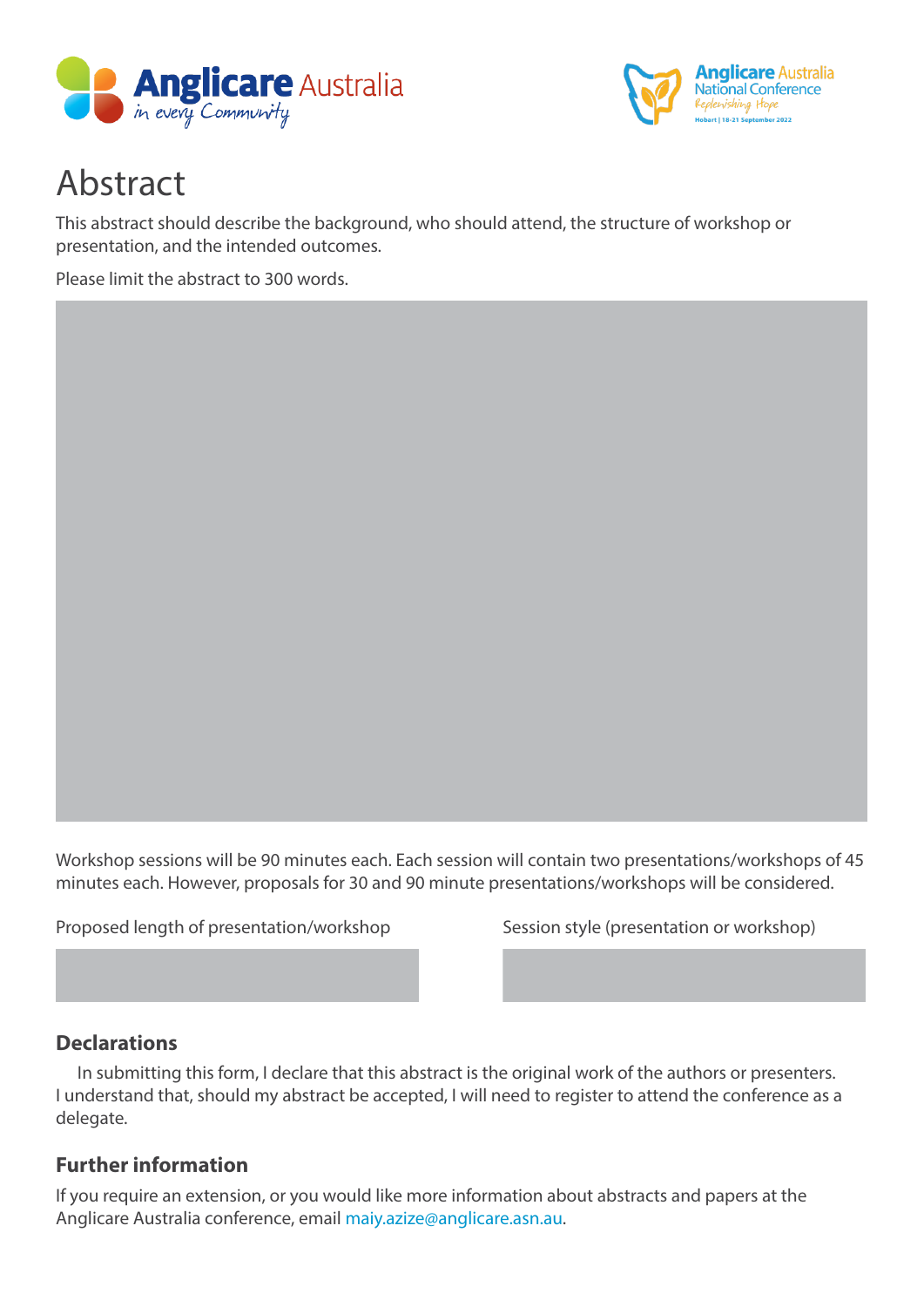# Abstract

This abstract should describe the background, who should attend, the structure of workshop or presentation, and the intended outcomes.

Please limit the abstract to 300 words.

Workshop sessions will be 90 minutes each. Each session will contain two presentations/workshops of 45 minutes each. However, proposals for 30 and 90 minute presentations/workshops will be considered.

Proposed length of presentation/workshop

Session style (presentation or workshop)

### Declarations

In submitting this form, I declare that this abstract is the original work of the authors or presenters. I understand that, should my abstract be accepted, I will need to register to attend the conference as a delegate.

### Further information

If you require an extension, or you would like more information about abstracts and papers at the Anglicare Australia conference, email maiy.azize@anglicare.asn.au.